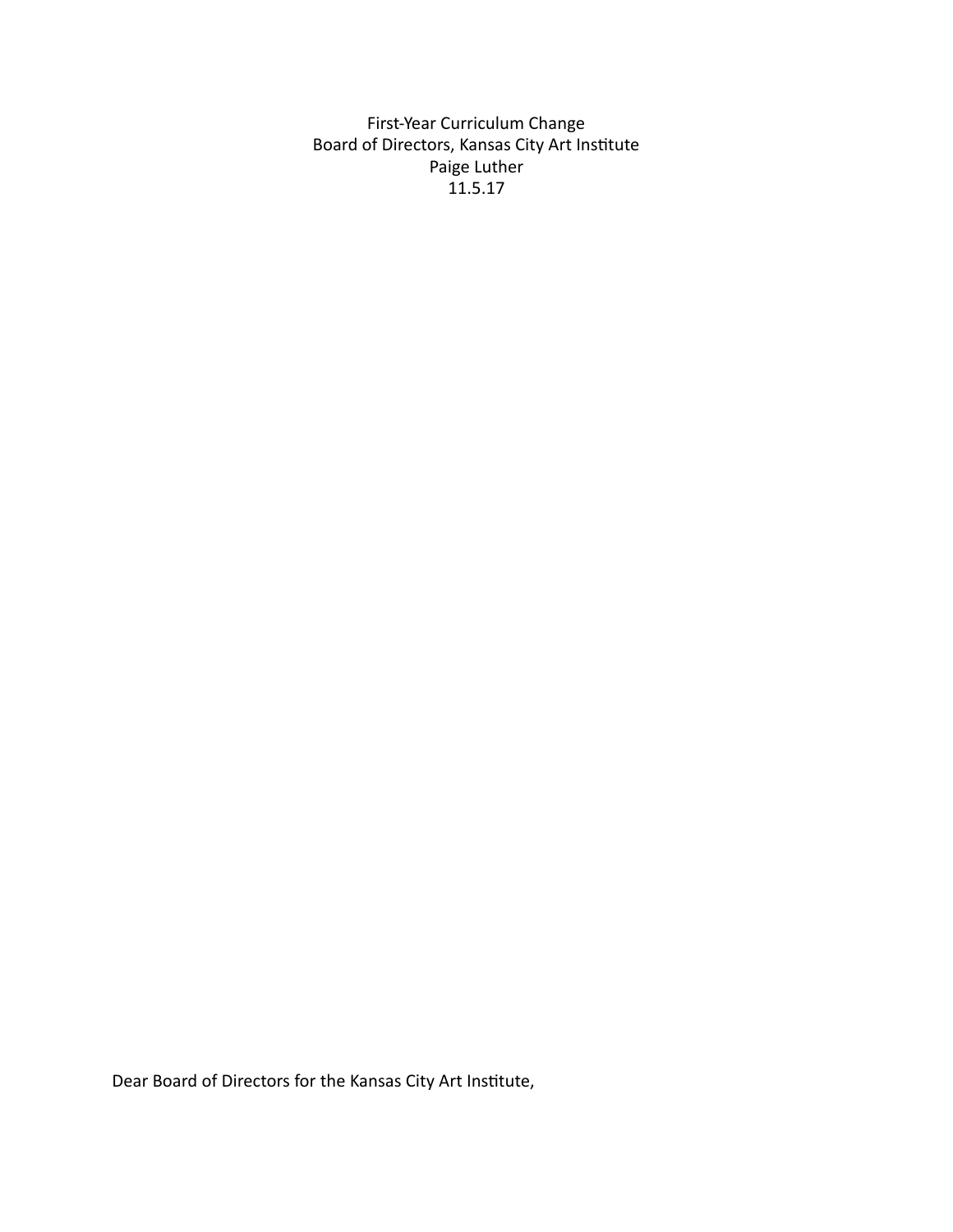First-Year Curriculum Change
Board of Directors, Kansas City Art Institute
Paige Luther
11.5.17

Dear Board of Directors for the Kansas City Art Institute,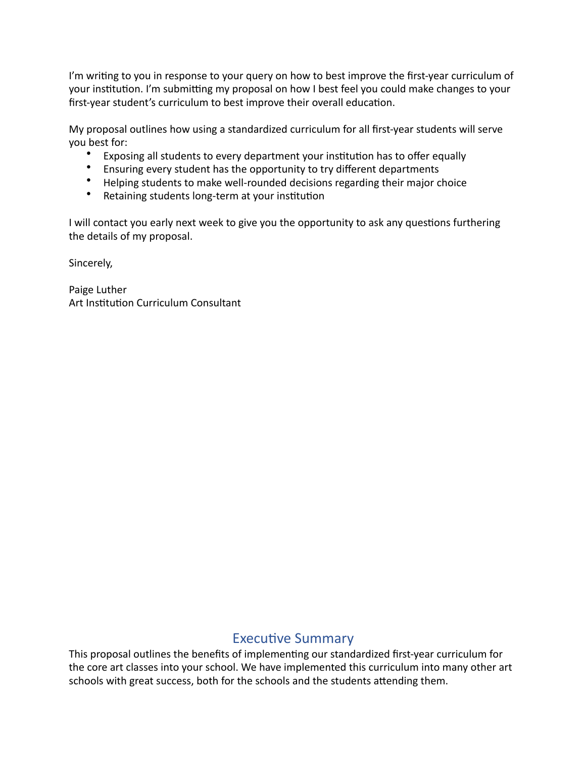I'm writing to you in response to your query on how to best improve the first-year curriculum of your institution. I'm submitting my proposal on how I best feel you could make changes to your first-year student's curriculum to best improve their overall education.

My proposal outlines how using a standardized curriculum for all first-year students will serve you best for:

- Exposing all students to every department your institution has to offer equally
- Ensuring every student has the opportunity to try different departments
- Helping students to make well-rounded decisions regarding their major choice
- Retaining students long-term at your institution

I will contact you early next week to give you the opportunity to ask any questions furthering the details of my proposal.

Sincerely,

Paige Luther
Art Institution Curriculum Consultant

## Executive Summary

This proposal outlines the benefits of implementing our standardized first-year curriculum for the core art classes into your school. We have implemented this curriculum into many other art schools with great success, both for the schools and the students attending them.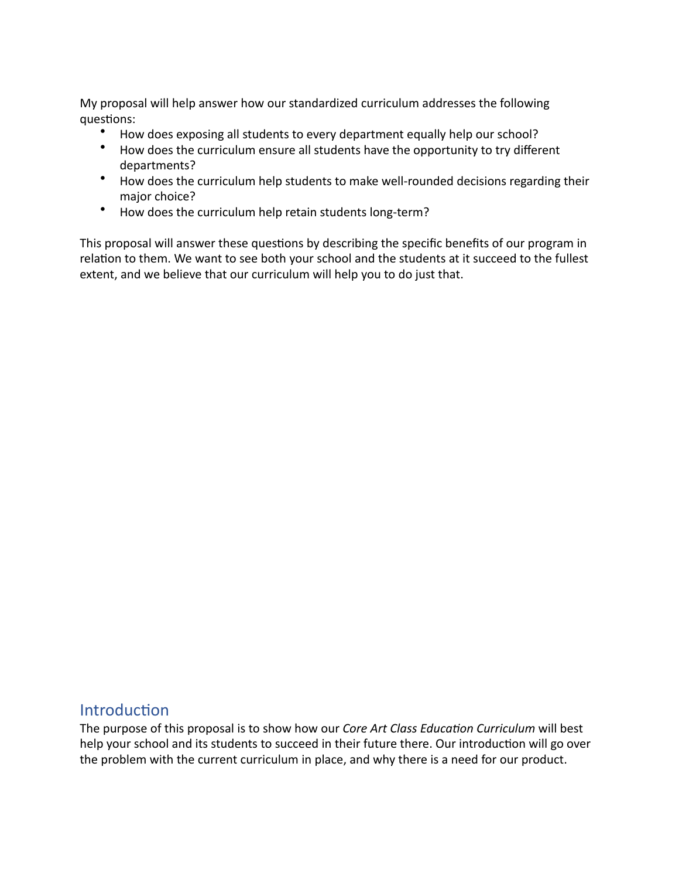My proposal will help answer how our standardized curriculum addresses the following questions:

- How does exposing all students to every department equally help our school?
- How does the curriculum ensure all students have the opportunity to try different departments?
- How does the curriculum help students to make well-rounded decisions regarding their major choice?
- How does the curriculum help retain students long-term?

This proposal will answer these questions by describing the specific benefits of our program in relation to them. We want to see both your school and the students at it succeed to the fullest extent, and we believe that our curriculum will help you to do just that.

## Introduction

The purpose of this proposal is to show how our *Core Art Class Education Curriculum* will best help your school and its students to succeed in their future there. Our introduction will go over the problem with the current curriculum in place, and why there is a need for our product.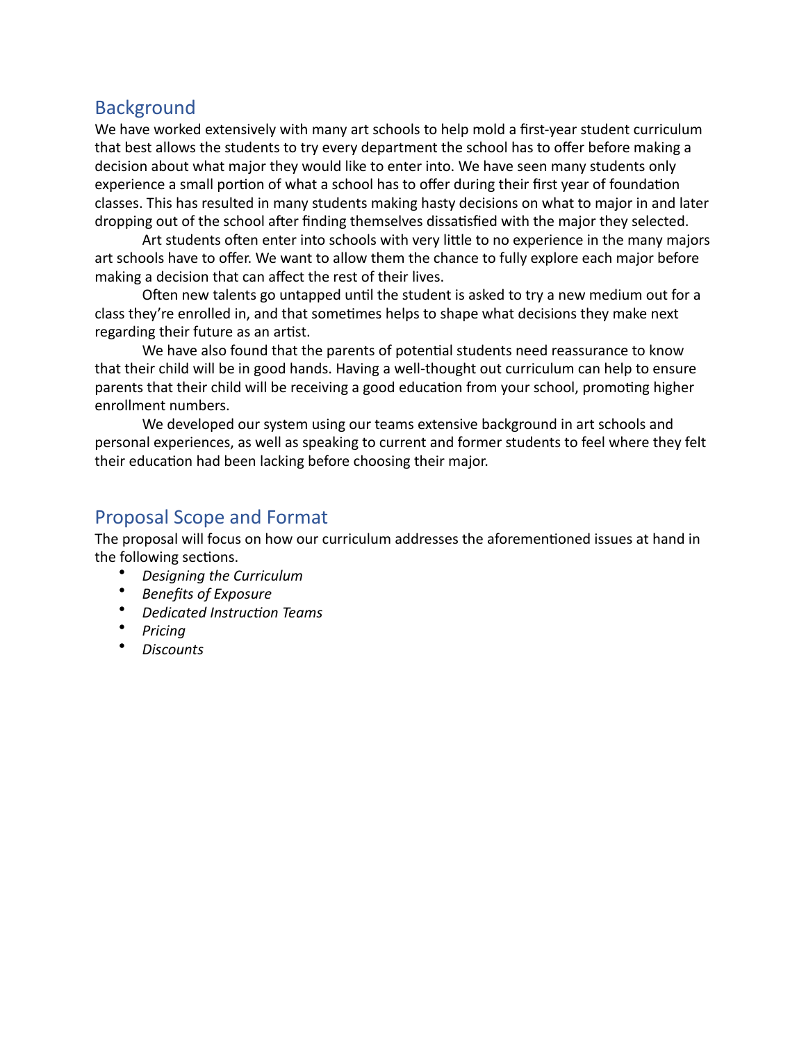## Background

We have worked extensively with many art schools to help mold a first-year student curriculum that best allows the students to try every department the school has to offer before making a decision about what major they would like to enter into. We have seen many students only experience a small portion of what a school has to offer during their first year of foundation classes. This has resulted in many students making hasty decisions on what to major in and later dropping out of the school after finding themselves dissatisfied with the major they selected.

Art students often enter into schools with very little to no experience in the many majors art schools have to offer. We want to allow them the chance to fully explore each major before making a decision that can affect the rest of their lives.

Often new talents go untapped until the student is asked to try a new medium out for a class they're enrolled in, and that sometimes helps to shape what decisions they make next regarding their future as an artist.

We have also found that the parents of potential students need reassurance to know that their child will be in good hands. Having a well-thought out curriculum can help to ensure parents that their child will be receiving a good education from your school, promoting higher enrollment numbers.

We developed our system using our teams extensive background in art schools and personal experiences, as well as speaking to current and former students to feel where they felt their education had been lacking before choosing their major.

## Proposal Scope and Format

The proposal will focus on how our curriculum addresses the aforementioned issues at hand in the following sections.

- *Designing the Curriculum*
- *Benefits of Exposure*
- *Dedicated Instruction Teams*
- *Pricing*
- *Discounts*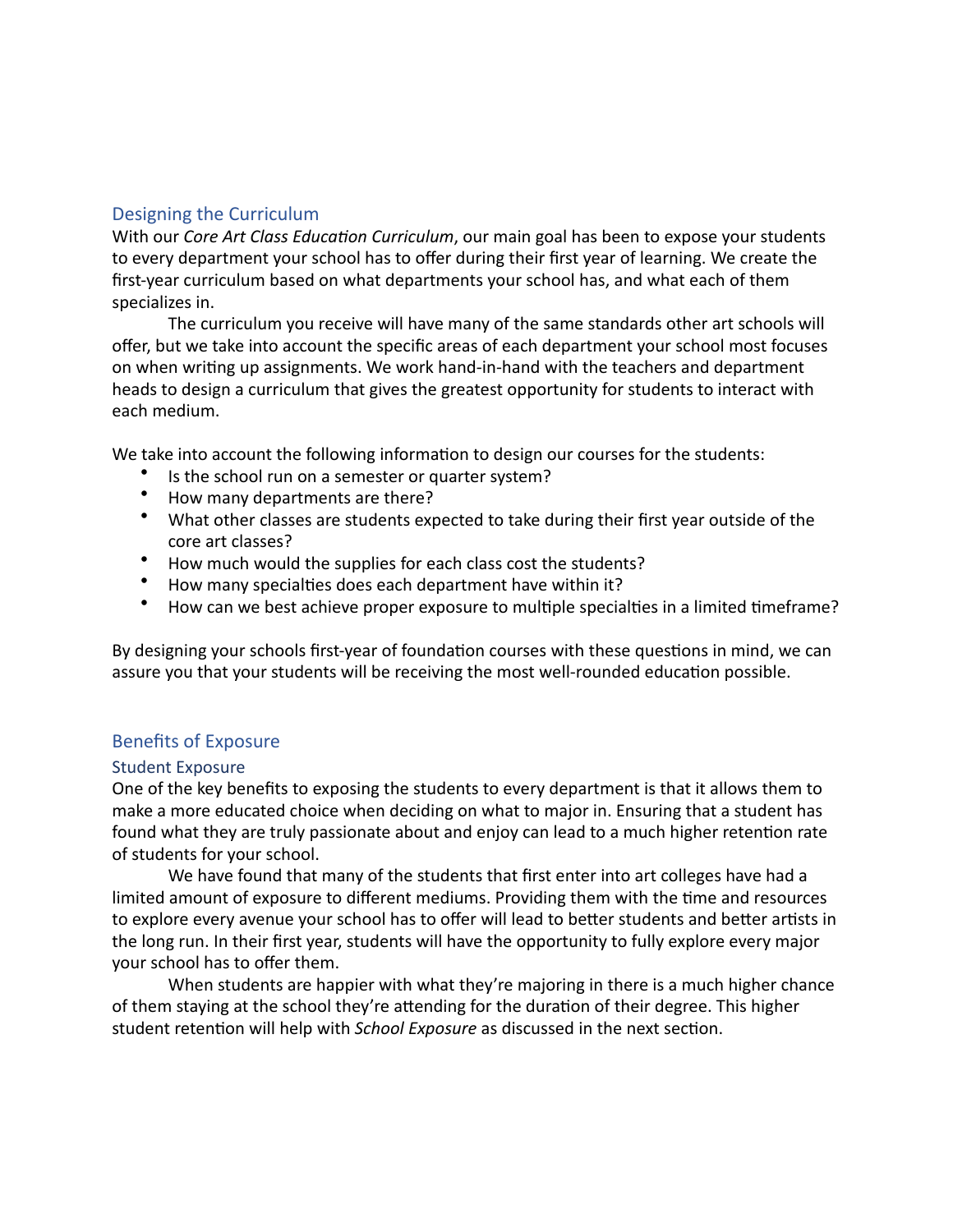## Designing the Curriculum

With our *Core Art Class Education Curriculum*, our main goal has been to expose your students to every department your school has to offer during their first year of learning. We create the first-year curriculum based on what departments your school has, and what each of them specializes in.

The curriculum you receive will have many of the same standards other art schools will offer, but we take into account the specific areas of each department your school most focuses on when writing up assignments. We work hand-in-hand with the teachers and department heads to design a curriculum that gives the greatest opportunity for students to interact with each medium.

We take into account the following information to design our courses for the students:

- Is the school run on a semester or quarter system?
- How many departments are there?
- What other classes are students expected to take during their first year outside of the core art classes?
- How much would the supplies for each class cost the students?
- How many specialties does each department have within it?
- How can we best achieve proper exposure to multiple specialties in a limited timeframe?

By designing your schools first-year of foundation courses with these questions in mind, we can assure you that your students will be receiving the most well-rounded education possible.

## Benefits of Exposure

### Student Exposure

One of the key benefits to exposing the students to every department is that it allows them to make a more educated choice when deciding on what to major in. Ensuring that a student has found what they are truly passionate about and enjoy can lead to a much higher retention rate of students for your school.

We have found that many of the students that first enter into art colleges have had a limited amount of exposure to different mediums. Providing them with the time and resources to explore every avenue your school has to offer will lead to better students and better artists in the long run. In their first year, students will have the opportunity to fully explore every major your school has to offer them.

When students are happier with what they're majoring in there is a much higher chance of them staying at the school they're attending for the duration of their degree. This higher student retention will help with *School Exposure* as discussed in the next section.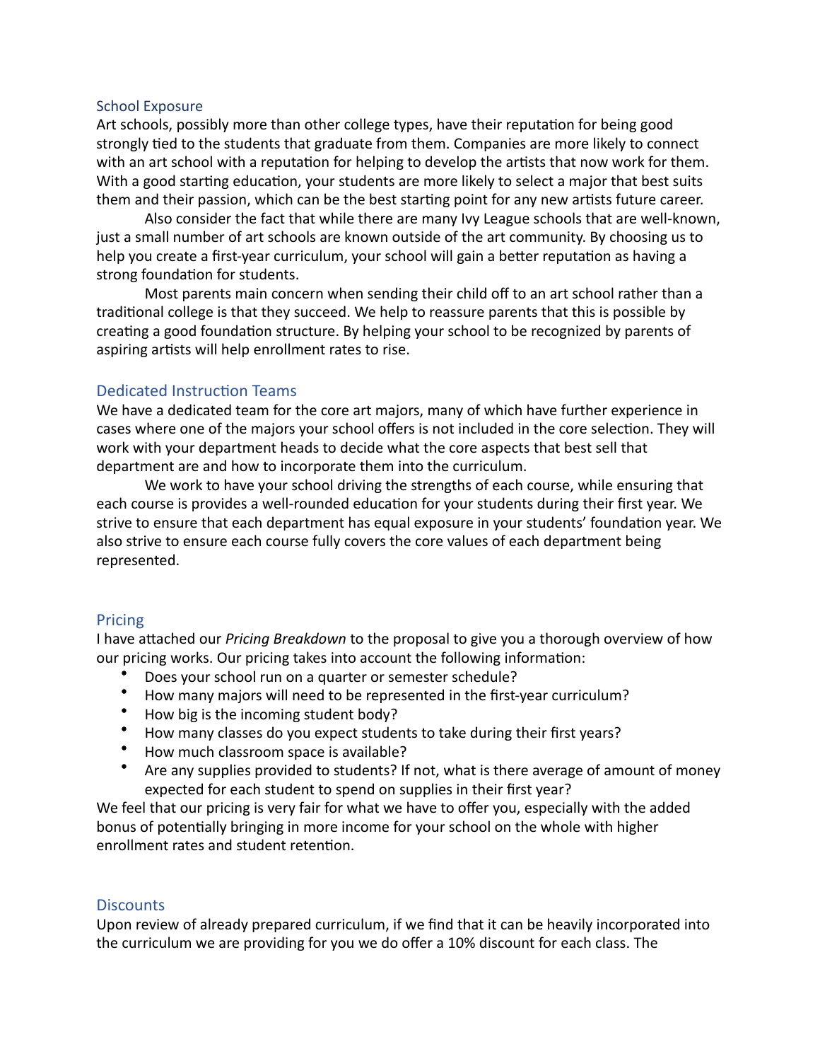## School Exposure

Art schools, possibly more than other college types, have their reputation for being good strongly tied to the students that graduate from them. Companies are more likely to connect with an art school with a reputation for helping to develop the artists that now work for them. With a good starting education, your students are more likely to select a major that best suits them and their passion, which can be the best starting point for any new artists future career.

Also consider the fact that while there are many Ivy League schools that are well-known, just a small number of art schools are known outside of the art community. By choosing us to help you create a first-year curriculum, your school will gain a better reputation as having a strong foundation for students.

Most parents main concern when sending their child off to an art school rather than a traditional college is that they succeed. We help to reassure parents that this is possible by creating a good foundation structure. By helping your school to be recognized by parents of aspiring artists will help enrollment rates to rise.

## Dedicated Instruction Teams

We have a dedicated team for the core art majors, many of which have further experience in cases where one of the majors your school offers is not included in the core selection. They will work with your department heads to decide what the core aspects that best sell that department are and how to incorporate them into the curriculum.

We work to have your school driving the strengths of each course, while ensuring that each course is provides a well-rounded education for your students during their first year. We strive to ensure that each department has equal exposure in your students' foundation year. We also strive to ensure each course fully covers the core values of each department being represented.

## Pricing

I have attached our *Pricing Breakdown* to the proposal to give you a thorough overview of how our pricing works. Our pricing takes into account the following information:

- Does your school run on a quarter or semester schedule?
- How many majors will need to be represented in the first-year curriculum?
- How big is the incoming student body?
- How many classes do you expect students to take during their first years?
- How much classroom space is available?
- Are any supplies provided to students? If not, what is there average of amount of money expected for each student to spend on supplies in their first year?

We feel that our pricing is very fair for what we have to offer you, especially with the added bonus of potentially bringing in more income for your school on the whole with higher enrollment rates and student retention.

## Discounts

Upon review of already prepared curriculum, if we find that it can be heavily incorporated into the curriculum we are providing for you we do offer a 10% discount for each class. The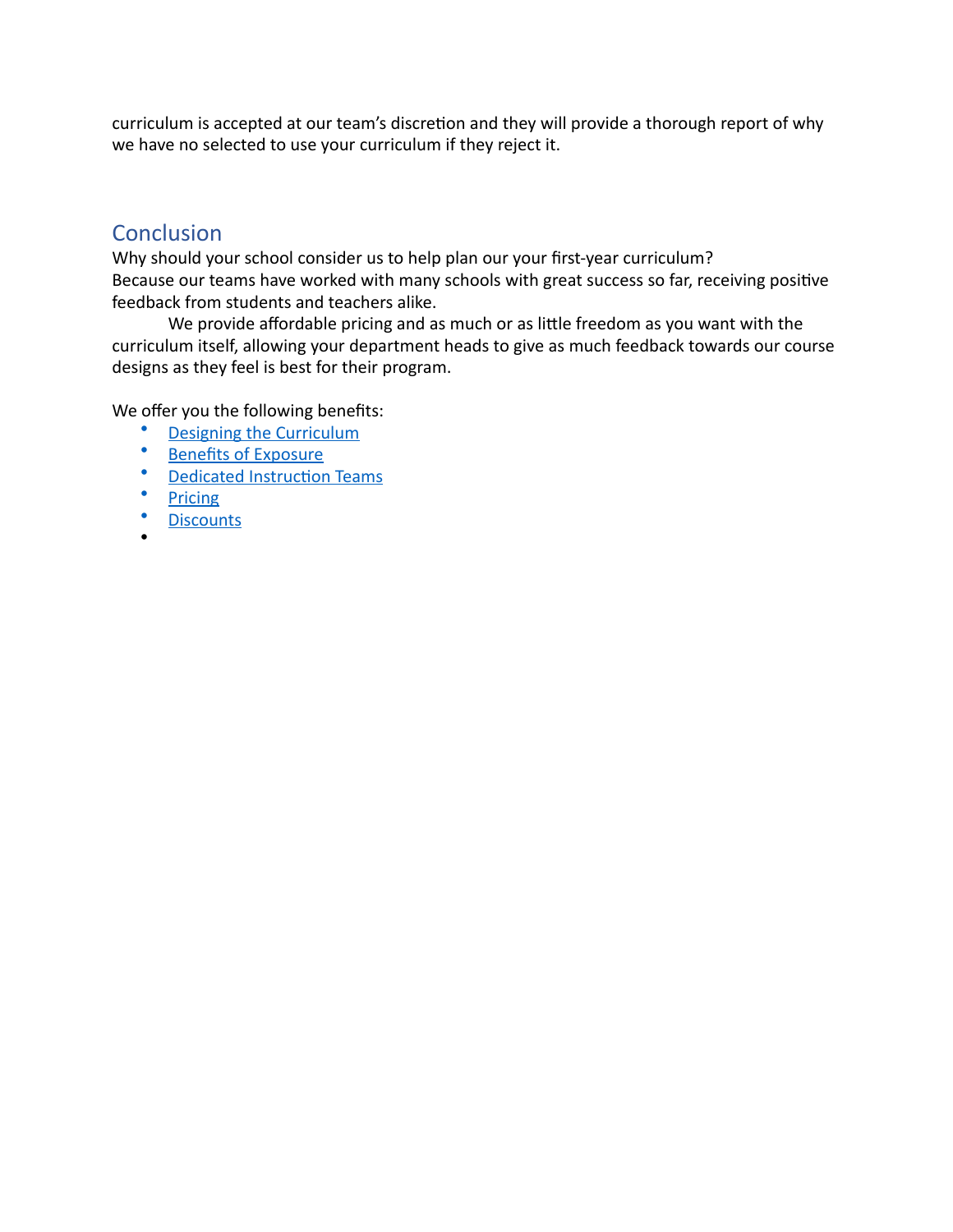curriculum is accepted at our team's discretion and they will provide a thorough report of why we have no selected to use your curriculum if they reject it.

## Conclusion

Why should your school consider us to help plan our your first-year curriculum?
Because our teams have worked with many schools with great success so far, receiving positive feedback from students and teachers alike.

We provide affordable pricing and as much or as little freedom as you want with the curriculum itself, allowing your department heads to give as much feedback towards our course designs as they feel is best for their program.

We offer you the following benefits:

- Designing the Curriculum
- Benefits of Exposure
- Dedicated Instruction Teams
- Pricing
- Discounts
-